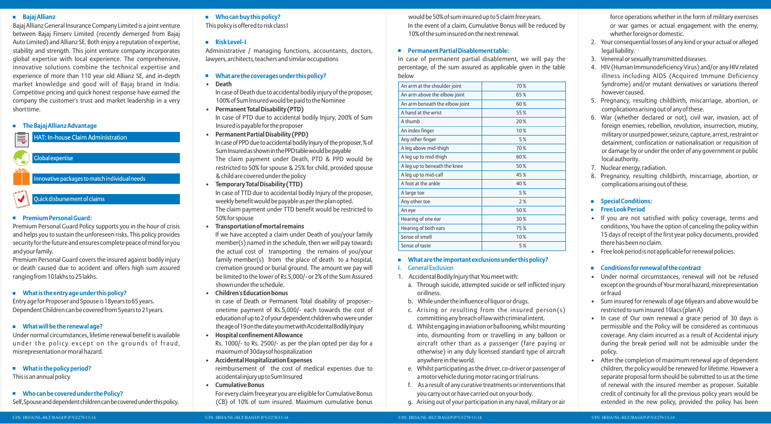## Bajaj Allianz

Bajaj Allianz General Insurance Company Limited is a joint venture between Bajaj Finserv Limited (recently demerged from Bajaj Auto Limited) and Allianz SE. Both enjoy a reputation of expertise, stability and strength. This joint venture company incorporates global expertise with local experience. The comprehensive, innovative solutions combine the technical expertise and experience of more than 110 year old Allianz SE, and in-depth market knowledge and good will of Bajaj brand in India. Competitive pricing and quick honest response have earned the company the customer's trust and market leadership in a very short time.

## The Bajaj Allianz Advantage

- HAT: In-house Claim Administration
- Global expertise
- Innovative packages to match individual needs
- Quick disbursement of claims

## Premium Personal Guard:

Premium Personal Guard Policy supports you in the hour of crisis and helps you to sustain the unforeseen risks. This policy provides security for the future and ensures complete peace of mind for you and your family.

Premium Personal Guard covers the insured against bodily injury or death caused due to accident and offers high sum assured ranging from 10 lakhs to 25 lakhs.

## What is the entry age under this policy?

Entry age for Proposer and Spouse is 18years to 65 years. Dependent Children can be covered from 5years to 21years.

## What will be the renewal age?

Under normal circumstances, lifetime renewal benefit is available under the policy except on the grounds of fraud, misrepresentation or moral hazard.

## What is the policy period?

This is an annual policy

## Who can be covered under the Policy?

Self, Spouse and dependent children can be covered under this policy.

## Who can buy this policy?

This policy is offered to risk class I

## Risk Level- I

Administrative / managing functions, accountants, doctors, lawyers, architects, teachers and similar occupations

## What are the coverages under this policy?

- **Death**
  In case of Death due to accidental bodily injury of the proposer, 100% of Sum Insured would be paid to the Nominee
- **Permanent Total Disability (PTD)**
  In case of PTD due to accidental bodily Injury, 200% of Sum Insured is payable for the proposer
- **Permanent Partial Disability (PPD)**
  In case of PPD due to accidental bodily Injury of the proposer, % of Sum Insured as shown in the PPD table would be payable
  The claim payment under Death, PTD & PPD would be restricted to 50% for spouse & 25% for child, provided spouse & child are covered under the policy
- **Temporary Total Disability (TTD)**
  In case of TTD due to accidental bodily Injury of the proposer, weekly benefit would be payable as per the plan opted.
  The claim payment under TTD benefit would be restricted to 50% for spouse
- **Transportation of mortal remains**
  If we have accepted a claim under Death of you/your family member(s) named in the schedule, then we will pay towards the actual cost of transporting the remains of you/your family member(s) from the place of death to a hospital, cremation ground or burial ground. The amount we pay will be limited to the lower of Rs.5,000/- or 2% of the Sum Assured shown under the schedule.
- **Children's Education bonus**
  in case of Death or Permanent Total disability of proposer:- onetime payment of Rs.5,000/- each towards the cost of education of up to 2 of your dependent children who were under the age of 19 on the date you met with Accidental Bodily Injury
- **Hospital confinement Allowance**
  Rs. 1000/- to Rs. 2500/- as per the plan opted per day for a maximum of 30days of hospitalization
- **Accidental Hospitalization Expenses**
  reimbursement of the cost of medical expenses due to accidental injury up to Sum Insured
- **Cumulative Bonus**
  For every claim free year you are eligible for Cumulative Bonus (CB) of 10% of sum insured. Maximum cumulative bonus would be 50% of sum insured up to 5 claim free years.
  In the event of a claim, Cumulative Bonus will be reduced by 10% of the sum insured on the next renewal.

## Permanent Partial Disablement table:

In case of permanent partial disablement, we will pay the percentage, of the sum assured as applicable given in the table below

| | |
|---|---|
| An arm at the shoulder joint | 70 % |
| An arm above the elbow joint | 65 % |
| An arm beneath the elbow joint | 60 % |
| A hand at the wrist | 55 % |
| A thumb | 20 % |
| An index finger | 10 % |
| Any other finger | 5 % |
| A leg above mid-thigh | 70 % |
| A leg up to mid-thigh | 60 % |
| A leg up to beneath the knee | 50 % |
| A leg up to mid-calf | 45 % |
| A foot at the ankle | 40 % |
| A large toe | 5 % |
| Any other toe | 2 % |
| An eye | 50 % |
| Hearing of one ear | 30 % |
| Hearing of both ears | 75 % |
| Sense of smell | 10 % |
| Sense of taste | 5 % |

## What are the important exclusions under this policy?

I. General Exclusion

1. Accidental Bodily Injury that You meet with:
   a. Through suicide, attempted suicide or self inflicted injury or illness.
   b. While under the influence of liquor or drugs.
   c. Arising or resulting from the insured person(s) committing any breach of law with criminal intent.
   d. Whilst engaging in aviation or ballooning, whilst mounting into, dismounting from or travelling in any balloon or aircraft other than as a passenger (fare paying or otherwise) in any duly licensed standard type of aircraft anywhere in the world.
   e. Whilst participating as the driver, co-driver or passenger of a motor vehicle during motor racing or trial runs.
   f. As a result of any curative treatments or interventions that you carry out or have carried out on your body.
   g. Arising out of your participation in any naval, military or air force operations whether in the form of military exercises or war games or actual engagement with the enemy, whether foreign or domestic.
2. Your consequential losses of any kind or your actual or alleged legal liability.
3. Venereal or sexually transmitted diseases.
4. HIV (Human Immunodeficiency Virus) and/or any HIV related illness including AIDS (Acquired Immune Deficiency Syndrome) and/or mutant derivatives or variations thereof however caused.
5. Pregnancy, resulting childbirth, miscarriage, abortion, or complications arising out of any of these.
6. War (whether declared or not), civil war, invasion, act of foreign enemies, rebellion, revolution, insurrection, mutiny, military or usurped power, seizure, capture, arrest, restraint or detainment, confiscation or nationalisation or requisition of or damage by or under the order of any government or public local authority.
7. Nuclear energy, radiation.
8. Pregnancy, resulting childbirth, miscarriage, abortion, or complications arising out of these.

## Special Conditions:

## Free Look Period

- If you are not satisfied with policy coverage, terms and conditions, You have the option of canceling the policy within 15 days of receipt of the first year policy documents, provided there has been no claim.
- Free look period is not applicable for renewal policies.

## Conditions for renewal of the contract

- Under normal circumstances, renewal will not be refused except on the grounds of Your moral hazard, misrepresentation or fraud
- Sum insured for renewals of age 66years and above would be restricted to sum insured 10lacs (plan A)
- In case of Our own renewal a grace period of 30 days is permissible and the Policy will be considered as continuous coverage. Any claim incurred as a result of Accidental injury during the break period will not be admissible under the policy.
- After the completion of maximum renewal age of dependent children, the policy would be renewed for lifetime. However a separate proposal form should be submitted to us at the time of renewal with the insured member as proposer. Suitable credit of continuity for all the previous policy years would be extended in the new policy, provided the policy has been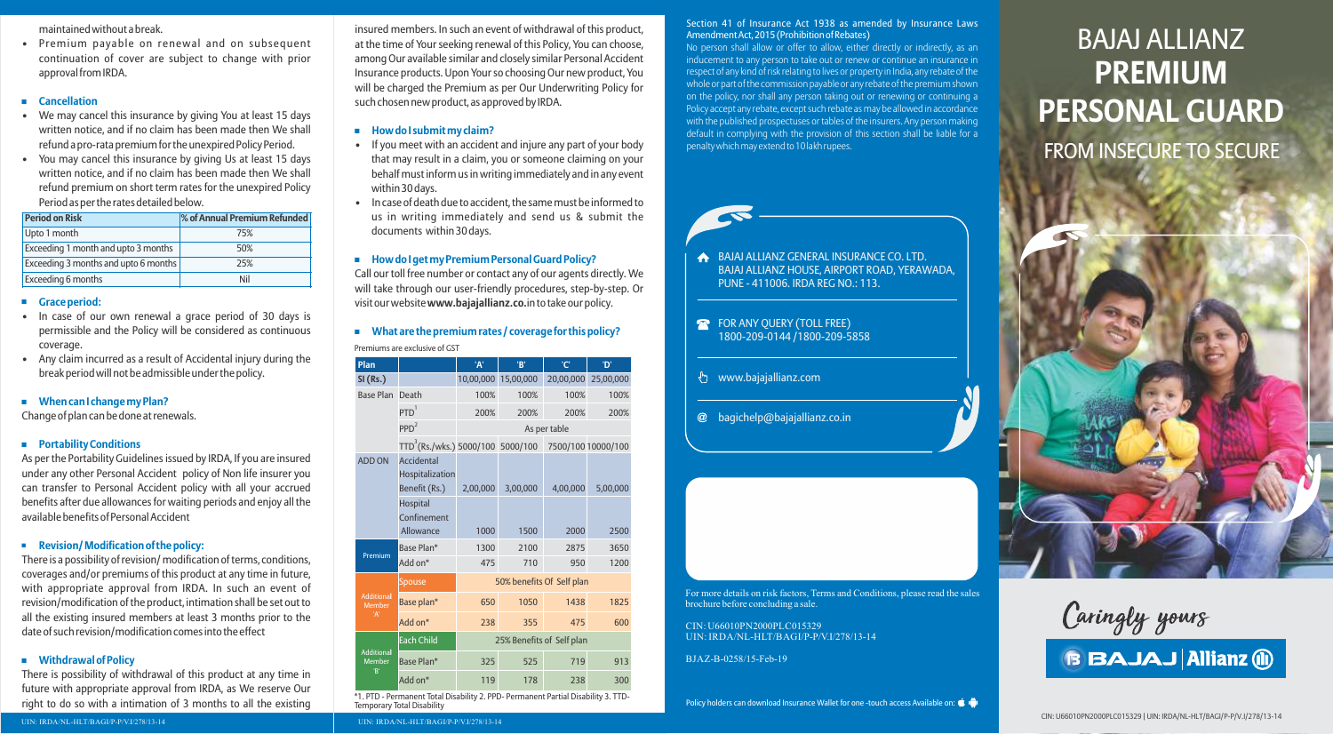maintained without a break.

- Premium payable on renewal and on subsequent continuation of cover are subject to change with prior approval from IRDA.

## Cancellation

- We may cancel this insurance by giving You at least 15 days written notice, and if no claim has been made then We shall refund a pro-rata premium for the unexpired Policy Period.
- You may cancel this insurance by giving Us at least 15 days written notice, and if no claim has been made then We shall refund premium on short term rates for the unexpired Policy Period as per the rates detailed below.

| Period on Risk | % of Annual Premium Refunded |
|---|---|
| Upto 1 month | 75% |
| Exceeding 1 month and upto 3 months | 50% |
| Exceeding 3 months and upto 6 months | 25% |
| Exceeding 6 months | Nil |

## Grace period:

- In case of our own renewal a grace period of 30 days is permissible and the Policy will be considered as continuous coverage.
- Any claim incurred as a result of Accidental injury during the break period will not be admissible under the policy.

## When can I change my Plan?

Change of plan can be done at renewals.

## Portability Conditions

As per the Portability Guidelines issued by IRDA, If you are insured under any other Personal Accident policy of Non life insurer you can transfer to Personal Accident policy with all your accrued benefits after due allowances for waiting periods and enjoy all the available benefits of Personal Accident

## Revision/ Modification of the policy:

There is a possibility of revision/ modification of terms, conditions, coverages and/or premiums of this product at any time in future, with appropriate approval from IRDA. In such an event of revision/modification of the product, intimation shall be set out to all the existing insured members at least 3 months prior to the date of such revision/modification comes into the effect

## Withdrawal of Policy

There is possibility of withdrawal of this product at any time in future with appropriate approval from IRDA, as We reserve Our right to do so with a intimation of 3 months to all the existing insured members. In such an event of withdrawal of this product, at the time of Your seeking renewal of this Policy, You can choose, among Our available similar and closely similar Personal Accident Insurance products. Upon Your so choosing Our new product, You will be charged the Premium as per Our Underwriting Policy for such chosen new product, as approved by IRDA.

## How do I submit my claim?

- If you meet with an accident and injure any part of your body that may result in a claim, you or someone claiming on your behalf must inform us in writing immediately and in any event within 30 days.
- In case of death due to accident, the same must be informed to us in writing immediately and send us & submit the documents within 30 days.

## How do I get my Premium Personal Guard Policy?

Call our toll free number or contact any of our agents directly. We will take through our user-friendly procedures, step-by-step. Or visit our website **www.bajajallianz.co.in** to take our policy.

## What are the premium rates / coverage for this policy?

Premiums are exclusive of GST

| Plan | | 'A' | 'B' | 'C' | 'D' |
|---|---|---|---|---|---|
| SI (Rs.) | | 10,00,000 | 15,00,000 | 20,00,000 | 25,00,000 |
| Base Plan | Death | 100% | 100% | 100% | 100% |
| | PTD[1] | 200% | 200% | 200% | 200% |
| | PPD[2] | As per table | | | |
| | TTD[3] (Rs./wks.) | 5000/100 | 5000/100 | 7500/100 | 10000/100 |
| ADD ON | Accidental Hospitalization Benefit (Rs.) | 2,00,000 | 3,00,000 | 4,00,000 | 5,00,000 |
| | Hospital Confinement Allowance | 1000 | 1500 | 2000 | 2500 |
| Premium | Base Plan* | 1300 | 2100 | 2875 | 3650 |
| | Add on* | 475 | 710 | 950 | 1200 |
| Additional Member 'A' | Spouse | 50% benefits Of Self plan | | | |
| | Base plan* | 650 | 1050 | 1438 | 1825 |
| | Add on* | 238 | 355 | 475 | 600 |
| Additional Member 'B' | Each Child | 25% Benefits of Self plan | | | |
| | Base Plan* | 325 | 525 | 719 | 913 |
| | Add on* | 119 | 178 | 238 | 300 |

*1. PTD - Permanent Total Disability 2. PPD- Permanent Partial Disability 3. TTD- Temporary Total Disability

**Section 41 of Insurance Act 1938 as amended by Insurance Laws Amendment Act, 2015 (Prohibition of Rebates)**

No person shall allow or offer to allow, either directly or indirectly, as an inducement to any person to take out or renew or continue an insurance in respect of any kind of risk relating to lives or property in India, any rebate of the whole or part of the commission payable or any rebate of the premium shown on the policy, nor shall any person taking out or renewing or continuing a Policy accept any rebate, except such rebate as may be allowed in accordance with the published prospectuses or tables of the insurers. Any person making default in complying with the provision of this section shall be liable for a penalty which may extend to 10 lakh rupees.

BAJAJ ALLIANZ GENERAL INSURANCE CO. LTD.
BAJAJ ALLIANZ HOUSE, AIRPORT ROAD, YERAWADA, PUNE - 411006. IRDA REG NO.: 113.

FOR ANY QUERY (TOLL FREE)
1800-209-0144 /1800-209-5858

www.bajajallianz.com

bagichelp@bajajallianz.co.in

For more details on risk factors, Terms and Conditions, please read the sales brochure before concluding a sale.

CIN: U66010PN2000PLC015329
UIN: IRDA/NL-HLT/BAGI/P-P/V.I/278/13-14

BJAZ-B-0258/15-Feb-19

Policy holders can download Insurance Wallet for one -touch access Available on:

# BAJAJ ALLIANZ PREMIUM PERSONAL GUARD

## FROM INSECURE TO SECURE

Caringly yours

BAJAJ Allianz

CIN: U66010PN2000PLC015329 | UIN: IRDA/NL-HLT/BAGI/P-P/V.I/278/13-14